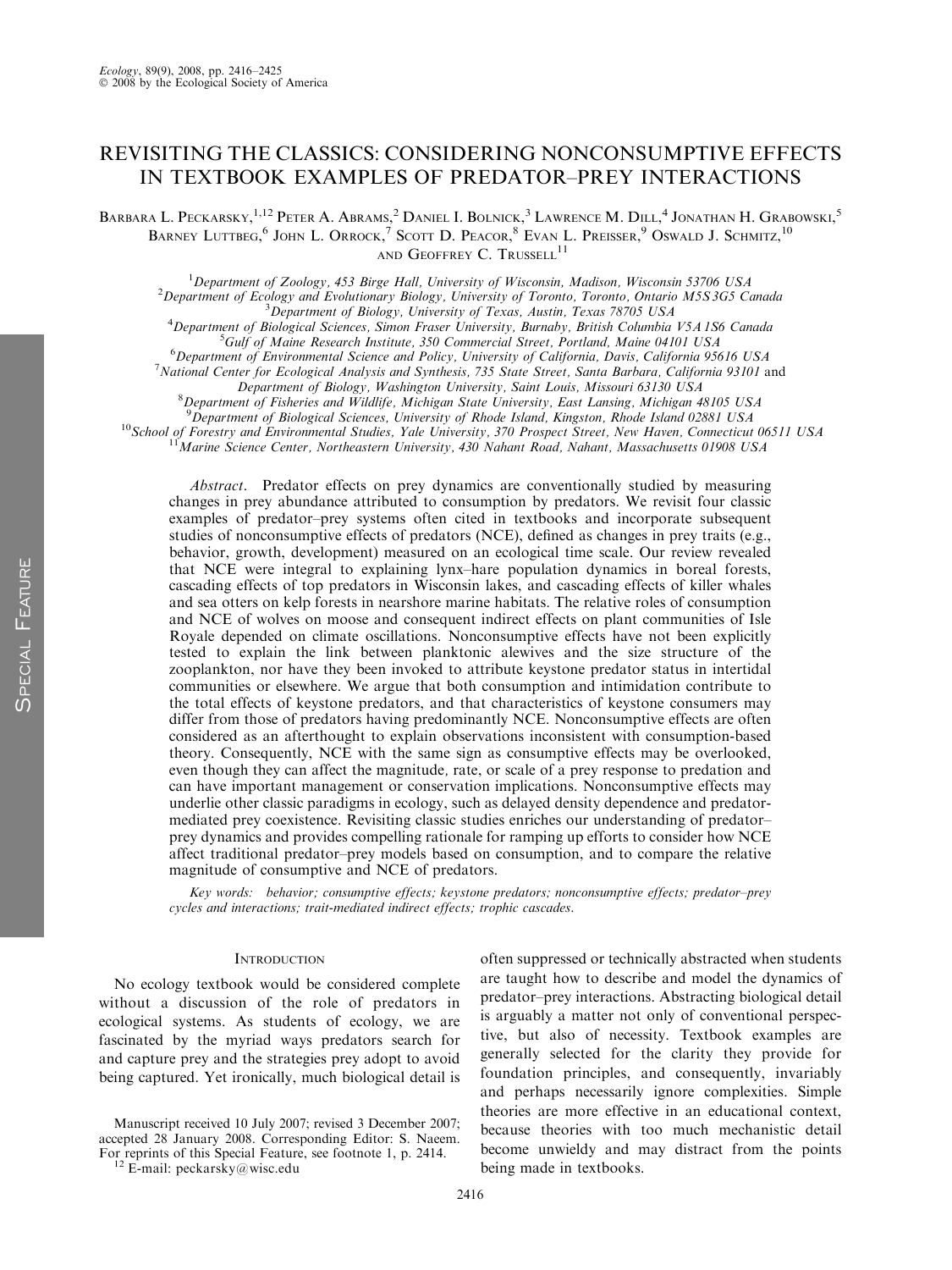# REVISITING THE CLASSICS: CONSIDERING NONCONSUMPTIVE EFFECTS IN TEXTBOOK EXAMPLES OF PREDATOR–PREY INTERACTIONS

Barbara L. Peckarsky,[1,12] Peter A. Abrams,[2] Daniel I. Bolnick,[3] Lawrence M. Dill,[4] Jonathan H. Grabowski,[5] Barney Luttbeg,[6] John L. Orrock,[7] Scott D. Peacor,[8] Evan L. Preisser,[9] Oswald J. Schmitz,[10] and Geoffrey C. Trussell[11]

[1]Department of Zoology, 453 Birge Hall, University of Wisconsin, Madison, Wisconsin 53706 USA
[2]Department of Ecology and Evolutionary Biology, University of Toronto, Toronto, Ontario M5S 3G5 Canada
[3]Department of Biology, University of Texas, Austin, Texas 78705 USA
[4]Department of Biological Sciences, Simon Fraser University, Burnaby, British Columbia V5A 1S6 Canada
[5]Gulf of Maine Research Institute, 350 Commercial Street, Portland, Maine 04101 USA
[6]Department of Environmental Science and Policy, University of California, Davis, California 95616 USA
[7]National Center for Ecological Analysis and Synthesis, 735 State Street, Santa Barbara, California 93101 and Department of Biology, Washington University, Saint Louis, Missouri 63130 USA
[8]Department of Fisheries and Wildlife, Michigan State University, East Lansing, Michigan 48105 USA
[9]Department of Biological Sciences, University of Rhode Island, Kingston, Rhode Island 02881 USA
[10]School of Forestry and Environmental Studies, Yale University, 370 Prospect Street, New Haven, Connecticut 06511 USA
[11]Marine Science Center, Northeastern University, 430 Nahant Road, Nahant, Massachusetts 01908 USA

*Abstract*. Predator effects on prey dynamics are conventionally studied by measuring changes in prey abundance attributed to consumption by predators. We revisit four classic examples of predator–prey systems often cited in textbooks and incorporate subsequent studies of nonconsumptive effects of predators (NCE), defined as changes in prey traits (e.g., behavior, growth, development) measured on an ecological time scale. Our review revealed that NCE were integral to explaining lynx–hare population dynamics in boreal forests, cascading effects of top predators in Wisconsin lakes, and cascading effects of killer whales and sea otters on kelp forests in nearshore marine habitats. The relative roles of consumption and NCE of wolves on moose and consequent indirect effects on plant communities of Isle Royale depended on climate oscillations. Nonconsumptive effects have not been explicitly tested to explain the link between planktonic alewives and the size structure of the zooplankton, nor have they been invoked to attribute keystone predator status in intertidal communities or elsewhere. We argue that both consumption and intimidation contribute to the total effects of keystone predators, and that characteristics of keystone consumers may differ from those of predators having predominantly NCE. Nonconsumptive effects are often considered as an afterthought to explain observations inconsistent with consumption-based theory. Consequently, NCE with the same sign as consumptive effects may be overlooked, even though they can affect the magnitude, rate, or scale of a prey response to predation and can have important management or conservation implications. Nonconsumptive effects may underlie other classic paradigms in ecology, such as delayed density dependence and predator-mediated prey coexistence. Revisiting classic studies enriches our understanding of predator–prey dynamics and provides compelling rationale for ramping up efforts to consider how NCE affect traditional predator–prey models based on consumption, and to compare the relative magnitude of consumptive and NCE of predators.

*Key words*: behavior; consumptive effects; keystone predators; nonconsumptive effects; predator–prey cycles and interactions; trait-mediated indirect effects; trophic cascades.

## Introduction

No ecology textbook would be considered complete without a discussion of the role of predators in ecological systems. As students of ecology, we are fascinated by the myriad ways predators search for and capture prey and the strategies prey adopt to avoid being captured. Yet ironically, much biological detail is often suppressed or technically abstracted when students are taught how to describe and model the dynamics of predator–prey interactions. Abstracting biological detail is arguably a matter not only of conventional perspective, but also of necessity. Textbook examples are generally selected for the clarity they provide for foundation principles, and consequently, invariably and perhaps necessarily ignore complexities. Simple theories are more effective in an educational context, because theories with too much mechanistic detail become unwieldy and may distract from the points being made in textbooks.

Manuscript received 10 July 2007; revised 3 December 2007; accepted 28 January 2008. Corresponding Editor: S. Naeem. For reprints of this Special Feature, see footnote 1, p. 2414.

[12] E-mail: peckarsky@wisc.edu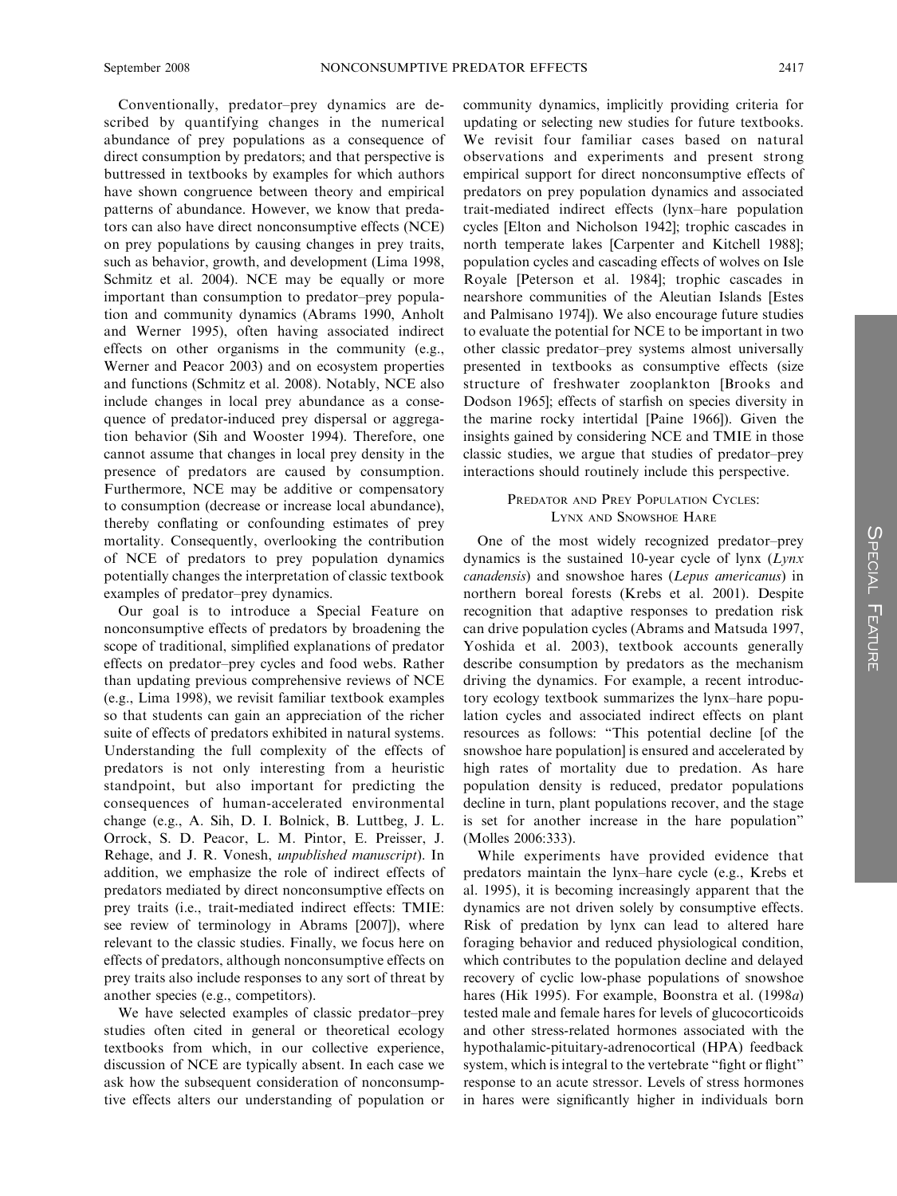Conventionally, predator–prey dynamics are described by quantifying changes in the numerical abundance of prey populations as a consequence of direct consumption by predators; and that perspective is buttressed in textbooks by examples for which authors have shown congruence between theory and empirical patterns of abundance. However, we know that predators can also have direct nonconsumptive effects (NCE) on prey populations by causing changes in prey traits, such as behavior, growth, and development (Lima 1998, Schmitz et al. 2004). NCE may be equally or more important than consumption to predator–prey population and community dynamics (Abrams 1990, Anholt and Werner 1995), often having associated indirect effects on other organisms in the community (e.g., Werner and Peacor 2003) and on ecosystem properties and functions (Schmitz et al. 2008). Notably, NCE also include changes in local prey abundance as a consequence of predator-induced prey dispersal or aggregation behavior (Sih and Wooster 1994). Therefore, one cannot assume that changes in local prey density in the presence of predators are caused by consumption. Furthermore, NCE may be additive or compensatory to consumption (decrease or increase local abundance), thereby conflating or confounding estimates of prey mortality. Consequently, overlooking the contribution of NCE of predators to prey population dynamics potentially changes the interpretation of classic textbook examples of predator–prey dynamics.

Our goal is to introduce a Special Feature on nonconsumptive effects of predators by broadening the scope of traditional, simplified explanations of predator effects on predator–prey cycles and food webs. Rather than updating previous comprehensive reviews of NCE (e.g., Lima 1998), we revisit familiar textbook examples so that students can gain an appreciation of the richer suite of effects of predators exhibited in natural systems. Understanding the full complexity of the effects of predators is not only interesting from a heuristic standpoint, but also important for predicting the consequences of human-accelerated environmental change (e.g., A. Sih, D. I. Bolnick, B. Luttbeg, J. L. Orrock, S. D. Peacor, L. M. Pintor, E. Preisser, J. Rehage, and J. R. Vonesh, *unpublished manuscript*). In addition, we emphasize the role of indirect effects of predators mediated by direct nonconsumptive effects on prey traits (i.e., trait-mediated indirect effects: TMIE: see review of terminology in Abrams [2007]), where relevant to the classic studies. Finally, we focus here on effects of predators, although nonconsumptive effects on prey traits also include responses to any sort of threat by another species (e.g., competitors).

We have selected examples of classic predator–prey studies often cited in general or theoretical ecology textbooks from which, in our collective experience, discussion of NCE are typically absent. In each case we ask how the subsequent consideration of nonconsumptive effects alters our understanding of population or community dynamics, implicitly providing criteria for updating or selecting new studies for future textbooks. We revisit four familiar cases based on natural observations and experiments and present strong empirical support for direct nonconsumptive effects of predators on prey population dynamics and associated trait-mediated indirect effects (lynx–hare population cycles [Elton and Nicholson 1942]; trophic cascades in north temperate lakes [Carpenter and Kitchell 1988]; population cycles and cascading effects of wolves on Isle Royale [Peterson et al. 1984]; trophic cascades in nearshore communities of the Aleutian Islands [Estes and Palmisano 1974]). We also encourage future studies to evaluate the potential for NCE to be important in two other classic predator–prey systems almost universally presented in textbooks as consumptive effects (size structure of freshwater zooplankton [Brooks and Dodson 1965]; effects of starfish on species diversity in the marine rocky intertidal [Paine 1966]). Given the insights gained by considering NCE and TMIE in those classic studies, we argue that studies of predator–prey interactions should routinely include this perspective.

## Predator and Prey Population Cycles: Lynx and Snowshoe Hare

One of the most widely recognized predator–prey dynamics is the sustained 10-year cycle of lynx (*Lynx canadensis*) and snowshoe hares (*Lepus americanus*) in northern boreal forests (Krebs et al. 2001). Despite recognition that adaptive responses to predation risk can drive population cycles (Abrams and Matsuda 1997, Yoshida et al. 2003), textbook accounts generally describe consumption by predators as the mechanism driving the dynamics. For example, a recent introductory ecology textbook summarizes the lynx–hare population cycles and associated indirect effects on plant resources as follows: "This potential decline [of the snowshoe hare population] is ensured and accelerated by high rates of mortality due to predation. As hare population density is reduced, predator populations decline in turn, plant populations recover, and the stage is set for another increase in the hare population" (Molles 2006:333).

While experiments have provided evidence that predators maintain the lynx–hare cycle (e.g., Krebs et al. 1995), it is becoming increasingly apparent that the dynamics are not driven solely by consumptive effects. Risk of predation by lynx can lead to altered hare foraging behavior and reduced physiological condition, which contributes to the population decline and delayed recovery of cyclic low-phase populations of snowshoe hares (Hik 1995). For example, Boonstra et al. (1998*a*) tested male and female hares for levels of glucocorticoids and other stress-related hormones associated with the hypothalamic-pituitary-adrenocortical (HPA) feedback system, which is integral to the vertebrate "fight or flight" response to an acute stressor. Levels of stress hormones in hares were significantly higher in individuals born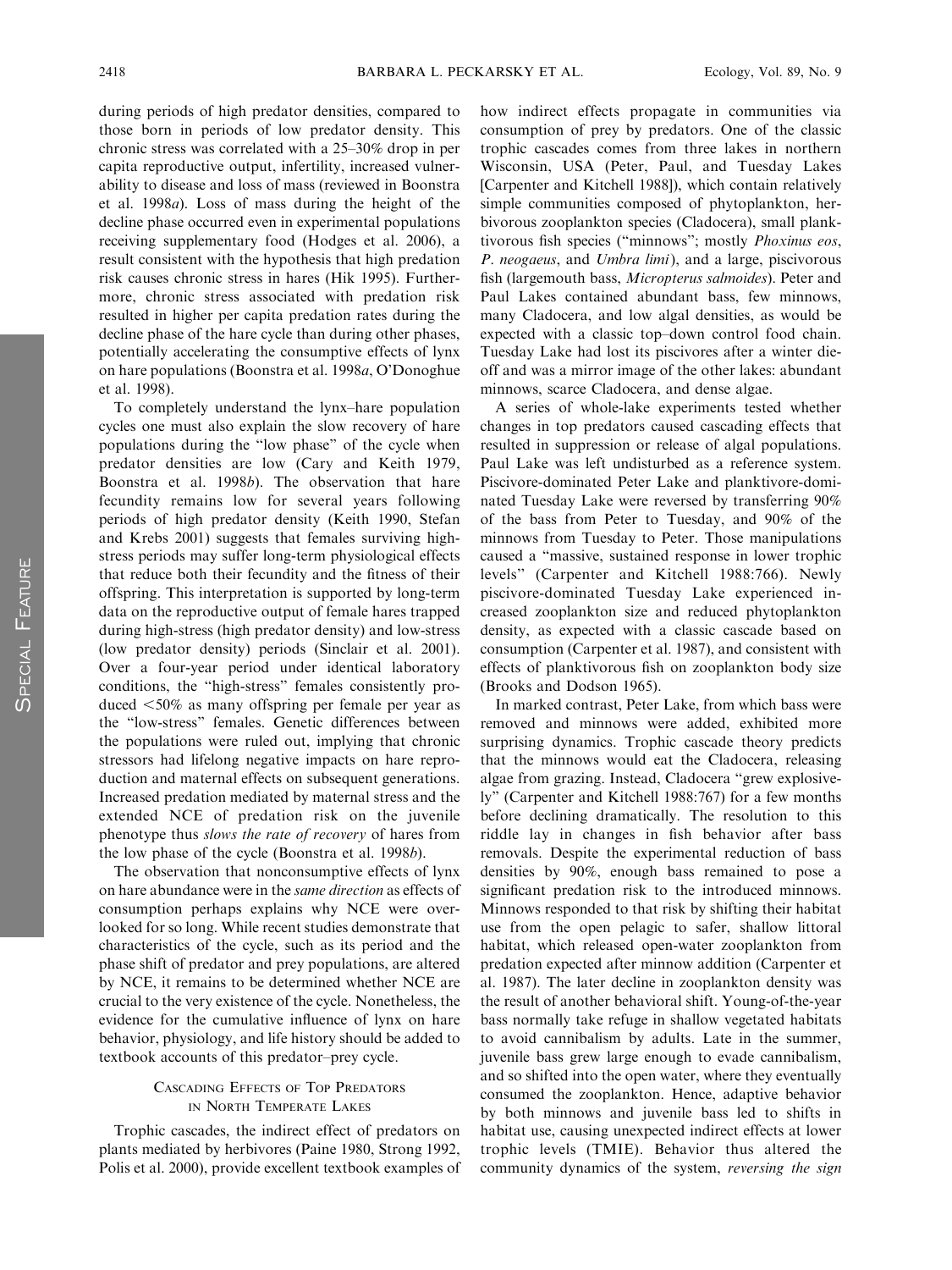during periods of high predator densities, compared to those born in periods of low predator density. This chronic stress was correlated with a 25–30% drop in per capita reproductive output, infertility, increased vulnerability to disease and loss of mass (reviewed in Boonstra et al. 1998*a*). Loss of mass during the height of the decline phase occurred even in experimental populations receiving supplementary food (Hodges et al. 2006), a result consistent with the hypothesis that high predation risk causes chronic stress in hares (Hik 1995). Furthermore, chronic stress associated with predation risk resulted in higher per capita predation rates during the decline phase of the hare cycle than during other phases, potentially accelerating the consumptive effects of lynx on hare populations (Boonstra et al. 1998*a*, O'Donoghue et al. 1998).

To completely understand the lynx–hare population cycles one must also explain the slow recovery of hare populations during the "low phase" of the cycle when predator densities are low (Cary and Keith 1979, Boonstra et al. 1998*b*). The observation that hare fecundity remains low for several years following periods of high predator density (Keith 1990, Stefan and Krebs 2001) suggests that females surviving high-stress periods may suffer long-term physiological effects that reduce both their fecundity and the fitness of their offspring. This interpretation is supported by long-term data on the reproductive output of female hares trapped during high-stress (high predator density) and low-stress (low predator density) periods (Sinclair et al. 2001). Over a four-year period under identical laboratory conditions, the "high-stress" females consistently produced <50% as many offspring per female per year as the "low-stress" females. Genetic differences between the populations were ruled out, implying that chronic stressors had lifelong negative impacts on hare reproduction and maternal effects on subsequent generations. Increased predation mediated by maternal stress and the extended NCE of predation risk on the juvenile phenotype thus *slows the rate of recovery* of hares from the low phase of the cycle (Boonstra et al. 1998*b*).

The observation that nonconsumptive effects of lynx on hare abundance were in the *same direction* as effects of consumption perhaps explains why NCE were overlooked for so long. While recent studies demonstrate that characteristics of the cycle, such as its period and the phase shift of predator and prey populations, are altered by NCE, it remains to be determined whether NCE are crucial to the very existence of the cycle. Nonetheless, the evidence for the cumulative influence of lynx on hare behavior, physiology, and life history should be added to textbook accounts of this predator–prey cycle.

## Cascading Effects of Top Predators in North Temperate Lakes

Trophic cascades, the indirect effect of predators on plants mediated by herbivores (Paine 1980, Strong 1992, Polis et al. 2000), provide excellent textbook examples of how indirect effects propagate in communities via consumption of prey by predators. One of the classic trophic cascades comes from three lakes in northern Wisconsin, USA (Peter, Paul, and Tuesday Lakes [Carpenter and Kitchell 1988]), which contain relatively simple communities composed of phytoplankton, herbivorous zooplankton species (Cladocera), small planktivorous fish species ("minnows"; mostly *Phoxinus eos*, *P. neogaeus*, and *Umbra limi*), and a large, piscivorous fish (largemouth bass, *Micropterus salmoides*). Peter and Paul Lakes contained abundant bass, few minnows, many Cladocera, and low algal densities, as would be expected with a classic top–down control food chain. Tuesday Lake had lost its piscivores after a winter die-off and was a mirror image of the other lakes: abundant minnows, scarce Cladocera, and dense algae.

A series of whole-lake experiments tested whether changes in top predators caused cascading effects that resulted in suppression or release of algal populations. Paul Lake was left undisturbed as a reference system. Piscivore-dominated Peter Lake and planktivore-dominated Tuesday Lake were reversed by transferring 90% of the bass from Peter to Tuesday, and 90% of the minnows from Tuesday to Peter. Those manipulations caused a "massive, sustained response in lower trophic levels" (Carpenter and Kitchell 1988:766). Newly piscivore-dominated Tuesday Lake experienced increased zooplankton size and reduced phytoplankton density, as expected with a classic cascade based on consumption (Carpenter et al. 1987), and consistent with effects of planktivorous fish on zooplankton body size (Brooks and Dodson 1965).

In marked contrast, Peter Lake, from which bass were removed and minnows were added, exhibited more surprising dynamics. Trophic cascade theory predicts that the minnows would eat the Cladocera, releasing algae from grazing. Instead, Cladocera "grew explosively" (Carpenter and Kitchell 1988:767) for a few months before declining dramatically. The resolution to this riddle lay in changes in fish behavior after bass removals. Despite the experimental reduction of bass densities by 90%, enough bass remained to pose a significant predation risk to the introduced minnows. Minnows responded to that risk by shifting their habitat use from the open pelagic to safer, shallow littoral habitat, which released open-water zooplankton from predation expected after minnow addition (Carpenter et al. 1987). The later decline in zooplankton density was the result of another behavioral shift. Young-of-the-year bass normally take refuge in shallow vegetated habitats to avoid cannibalism by adults. Late in the summer, juvenile bass grew large enough to evade cannibalism, and so shifted into the open water, where they eventually consumed the zooplankton. Hence, adaptive behavior by both minnows and juvenile bass led to shifts in habitat use, causing unexpected indirect effects at lower trophic levels (TMIE). Behavior thus altered the community dynamics of the system, *reversing the sign*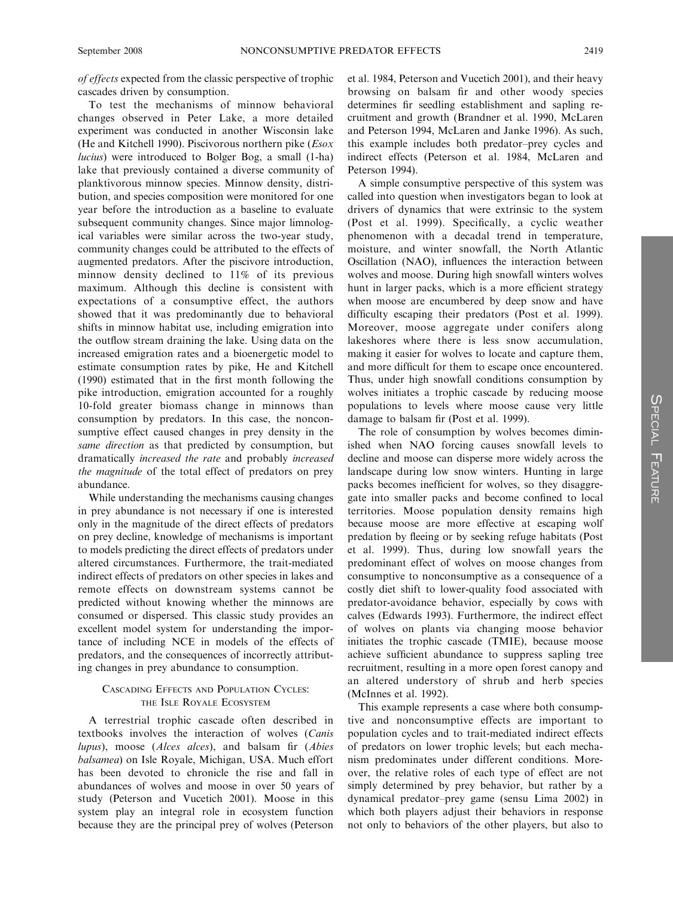*of effects* expected from the classic perspective of trophic cascades driven by consumption.

To test the mechanisms of minnow behavioral changes observed in Peter Lake, a more detailed experiment was conducted in another Wisconsin lake (He and Kitchell 1990). Piscivorous northern pike (*Esox lucius*) were introduced to Bolger Bog, a small (1-ha) lake that previously contained a diverse community of planktivorous minnow species. Minnow density, distribution, and species composition were monitored for one year before the introduction as a baseline to evaluate subsequent community changes. Since major limnological variables were similar across the two-year study, community changes could be attributed to the effects of augmented predators. After the piscivore introduction, minnow density declined to 11% of its previous maximum. Although this decline is consistent with expectations of a consumptive effect, the authors showed that it was predominantly due to behavioral shifts in minnow habitat use, including emigration into the outflow stream draining the lake. Using data on the increased emigration rates and a bioenergetic model to estimate consumption rates by pike, He and Kitchell (1990) estimated that in the first month following the pike introduction, emigration accounted for a roughly 10-fold greater biomass change in minnows than consumption by predators. In this case, the nonconsumptive effect caused changes in prey density in the *same direction* as that predicted by consumption, but dramatically *increased the rate* and probably *increased the magnitude* of the total effect of predators on prey abundance.

While understanding the mechanisms causing changes in prey abundance is not necessary if one is interested only in the magnitude of the direct effects of predators on prey decline, knowledge of mechanisms is important to models predicting the direct effects of predators under altered circumstances. Furthermore, the trait-mediated indirect effects of predators on other species in lakes and remote effects on downstream systems cannot be predicted without knowing whether the minnows are consumed or dispersed. This classic study provides an excellent model system for understanding the importance of including NCE in models of the effects of predators, and the consequences of incorrectly attributing changes in prey abundance to consumption.

## Cascading Effects and Population Cycles: the Isle Royale Ecosystem

A terrestrial trophic cascade often described in textbooks involves the interaction of wolves (*Canis lupus*), moose (*Alces alces*), and balsam fir (*Abies balsamea*) on Isle Royale, Michigan, USA. Much effort has been devoted to chronicle the rise and fall in abundances of wolves and moose in over 50 years of study (Peterson and Vucetich 2001). Moose in this system play an integral role in ecosystem function because they are the principal prey of wolves (Peterson et al. 1984, Peterson and Vucetich 2001), and their heavy browsing on balsam fir and other woody species determines fir seedling establishment and sapling recruitment and growth (Brandner et al. 1990, McLaren and Peterson 1994, McLaren and Janke 1996). As such, this example includes both predator–prey cycles and indirect effects (Peterson et al. 1984, McLaren and Peterson 1994).

A simple consumptive perspective of this system was called into question when investigators began to look at drivers of dynamics that were extrinsic to the system (Post et al. 1999). Specifically, a cyclic weather phenomenon with a decadal trend in temperature, moisture, and winter snowfall, the North Atlantic Oscillation (NAO), influences the interaction between wolves and moose. During high snowfall winters wolves hunt in larger packs, which is a more efficient strategy when moose are encumbered by deep snow and have difficulty escaping their predators (Post et al. 1999). Moreover, moose aggregate under conifers along lakeshores where there is less snow accumulation, making it easier for wolves to locate and capture them, and more difficult for them to escape once encountered. Thus, under high snowfall conditions consumption by wolves initiates a trophic cascade by reducing moose populations to levels where moose cause very little damage to balsam fir (Post et al. 1999).

The role of consumption by wolves becomes diminished when NAO forcing causes snowfall levels to decline and moose can disperse more widely across the landscape during low snow winters. Hunting in large packs becomes inefficient for wolves, so they disaggregate into smaller packs and become confined to local territories. Moose population density remains high because moose are more effective at escaping wolf predation by fleeing or by seeking refuge habitats (Post et al. 1999). Thus, during low snowfall years the predominant effect of wolves on moose changes from consumptive to nonconsumptive as a consequence of a costly diet shift to lower-quality food associated with predator-avoidance behavior, especially by cows with calves (Edwards 1993). Furthermore, the indirect effect of wolves on plants via changing moose behavior initiates the trophic cascade (TMIE), because moose achieve sufficient abundance to suppress sapling tree recruitment, resulting in a more open forest canopy and an altered understory of shrub and herb species (McInnes et al. 1992).

This example represents a case where both consumptive and nonconsumptive effects are important to population cycles and to trait-mediated indirect effects of predators on lower trophic levels; but each mechanism predominates under different conditions. Moreover, the relative roles of each type of effect are not simply determined by prey behavior, but rather by a dynamical predator–prey game (sensu Lima 2002) in which both players adjust their behaviors in response not only to behaviors of the other players, but also to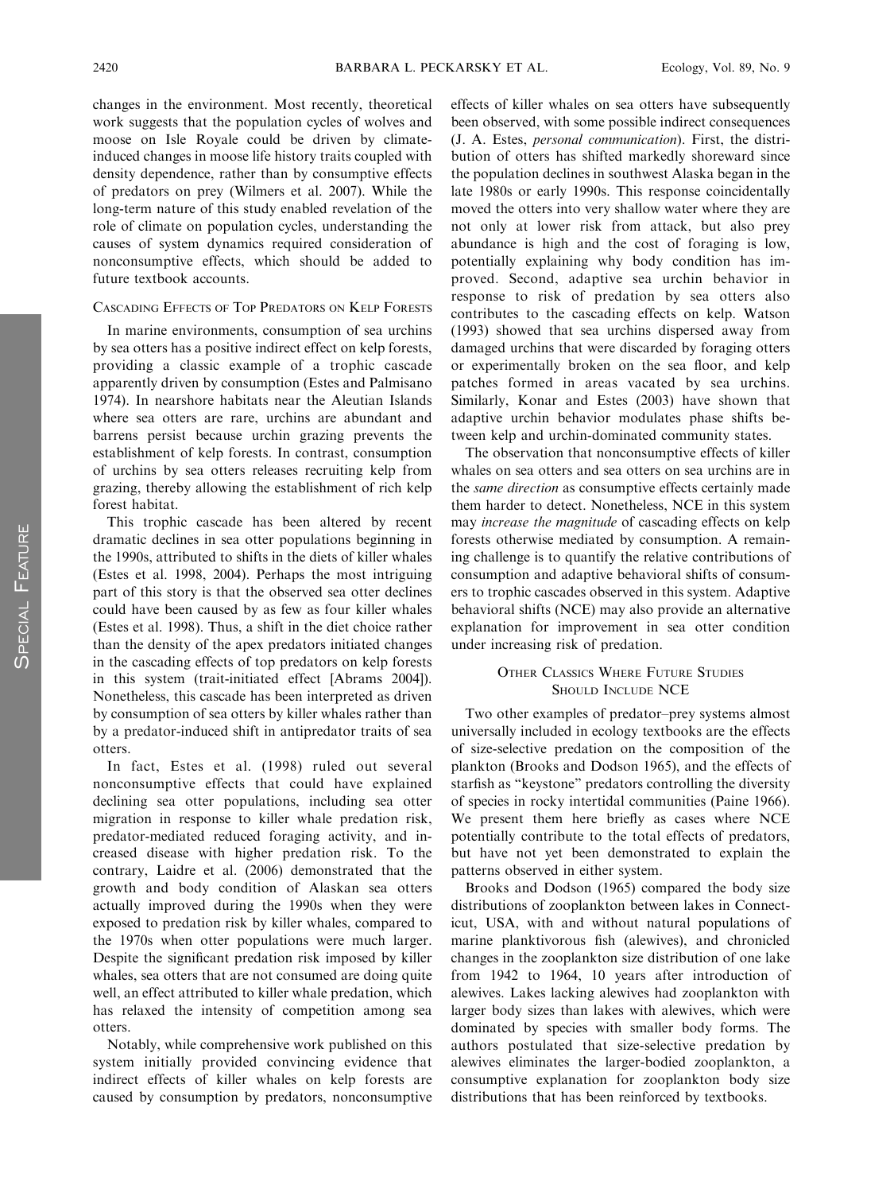changes in the environment. Most recently, theoretical work suggests that the population cycles of wolves and moose on Isle Royale could be driven by climate-induced changes in moose life history traits coupled with density dependence, rather than by consumptive effects of predators on prey (Wilmers et al. 2007). While the long-term nature of this study enabled revelation of the role of climate on population cycles, understanding the causes of system dynamics required consideration of nonconsumptive effects, which should be added to future textbook accounts.

## Cascading Effects of Top Predators on Kelp Forests

In marine environments, consumption of sea urchins by sea otters has a positive indirect effect on kelp forests, providing a classic example of a trophic cascade apparently driven by consumption (Estes and Palmisano 1974). In nearshore habitats near the Aleutian Islands where sea otters are rare, urchins are abundant and barrens persist because urchin grazing prevents the establishment of kelp forests. In contrast, consumption of urchins by sea otters releases recruiting kelp from grazing, thereby allowing the establishment of rich kelp forest habitat.

This trophic cascade has been altered by recent dramatic declines in sea otter populations beginning in the 1990s, attributed to shifts in the diets of killer whales (Estes et al. 1998, 2004). Perhaps the most intriguing part of this story is that the observed sea otter declines could have been caused by as few as four killer whales (Estes et al. 1998). Thus, a shift in the diet choice rather than the density of the apex predators initiated changes in the cascading effects of top predators on kelp forests in this system (trait-initiated effect [Abrams 2004]). Nonetheless, this cascade has been interpreted as driven by consumption of sea otters by killer whales rather than by a predator-induced shift in antipredator traits of sea otters.

In fact, Estes et al. (1998) ruled out several nonconsumptive effects that could have explained declining sea otter populations, including sea otter migration in response to killer whale predation risk, predator-mediated reduced foraging activity, and increased disease with higher predation risk. To the contrary, Laidre et al. (2006) demonstrated that the growth and body condition of Alaskan sea otters actually improved during the 1990s when they were exposed to predation risk by killer whales, compared to the 1970s when otter populations were much larger. Despite the significant predation risk imposed by killer whales, sea otters that are not consumed are doing quite well, an effect attributed to killer whale predation, which has relaxed the intensity of competition among sea otters.

Notably, while comprehensive work published on this system initially provided convincing evidence that indirect effects of killer whales on kelp forests are caused by consumption by predators, nonconsumptive effects of killer whales on sea otters have subsequently been observed, with some possible indirect consequences (J. A. Estes, *personal communication*). First, the distribution of otters has shifted markedly shoreward since the population declines in southwest Alaska began in the late 1980s or early 1990s. This response coincidentally moved the otters into very shallow water where they are not only at lower risk from attack, but also prey abundance is high and the cost of foraging is low, potentially explaining why body condition has improved. Second, adaptive sea urchin behavior in response to risk of predation by sea otters also contributes to the cascading effects on kelp. Watson (1993) showed that sea urchins dispersed away from damaged urchins that were discarded by foraging otters or experimentally broken on the sea floor, and kelp patches formed in areas vacated by sea urchins. Similarly, Konar and Estes (2003) have shown that adaptive urchin behavior modulates phase shifts between kelp and urchin-dominated community states.

The observation that nonconsumptive effects of killer whales on sea otters and sea otters on sea urchins are in the *same direction* as consumptive effects certainly made them harder to detect. Nonetheless, NCE in this system may *increase the magnitude* of cascading effects on kelp forests otherwise mediated by consumption. A remaining challenge is to quantify the relative contributions of consumption and adaptive behavioral shifts of consumers to trophic cascades observed in this system. Adaptive behavioral shifts (NCE) may also provide an alternative explanation for improvement in sea otter condition under increasing risk of predation.

## Other Classics Where Future Studies Should Include NCE

Two other examples of predator–prey systems almost universally included in ecology textbooks are the effects of size-selective predation on the composition of the plankton (Brooks and Dodson 1965), and the effects of starfish as "keystone" predators controlling the diversity of species in rocky intertidal communities (Paine 1966). We present them here briefly as cases where NCE potentially contribute to the total effects of predators, but have not yet been demonstrated to explain the patterns observed in either system.

Brooks and Dodson (1965) compared the body size distributions of zooplankton between lakes in Connecticut, USA, with and without natural populations of marine planktivorous fish (alewives), and chronicled changes in the zooplankton size distribution of one lake from 1942 to 1964, 10 years after introduction of alewives. Lakes lacking alewives had zooplankton with larger body sizes than lakes with alewives, which were dominated by species with smaller body forms. The authors postulated that size-selective predation by alewives eliminates the larger-bodied zooplankton, a consumptive explanation for zooplankton body size distributions that has been reinforced by textbooks.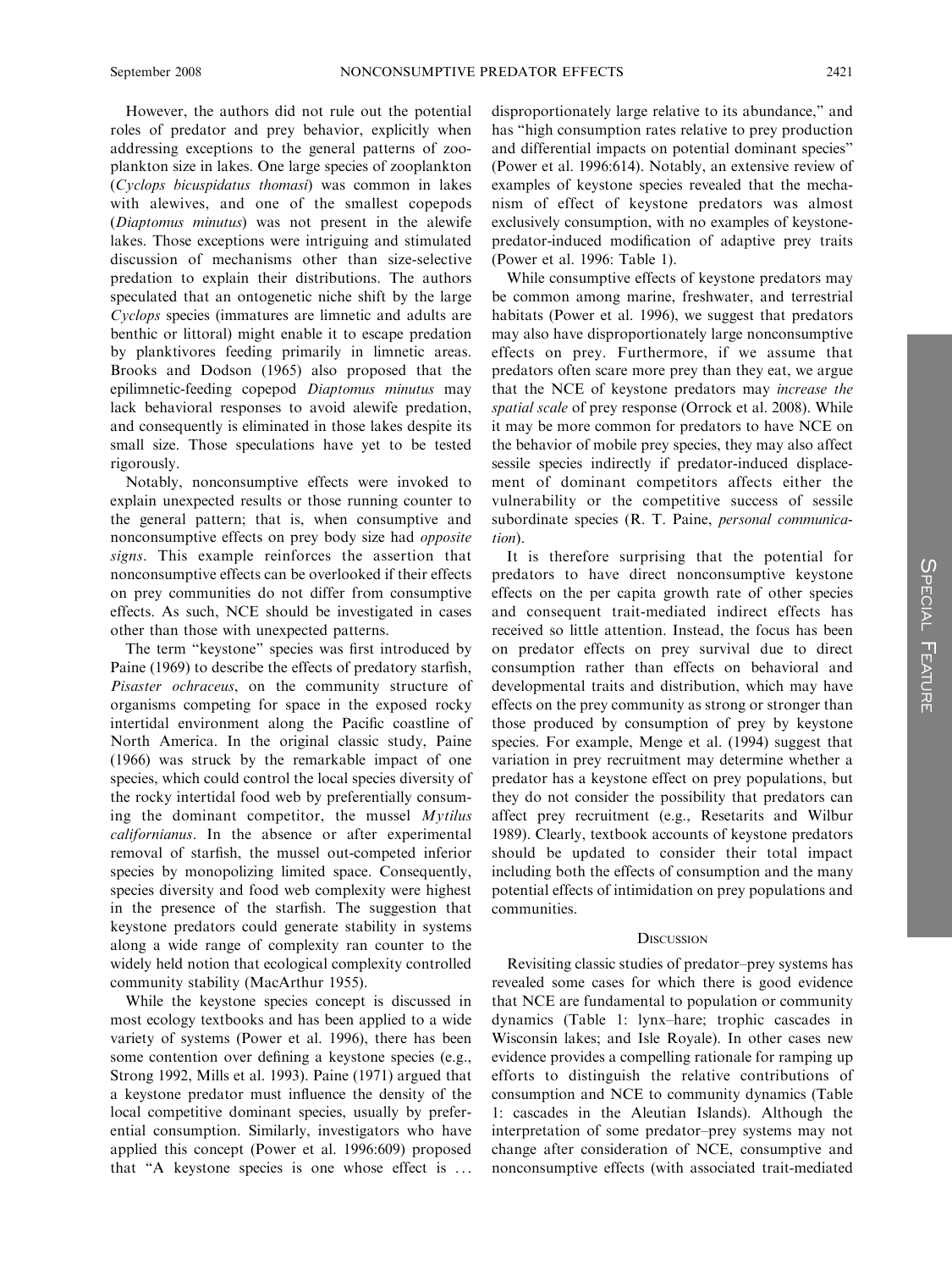However, the authors did not rule out the potential roles of predator and prey behavior, explicitly when addressing exceptions to the general patterns of zooplankton size in lakes. One large species of zooplankton (*Cyclops bicuspidatus thomasi*) was common in lakes with alewives, and one of the smallest copepods (*Diaptomus minutus*) was not present in the alewife lakes. Those exceptions were intriguing and stimulated discussion of mechanisms other than size-selective predation to explain their distributions. The authors speculated that an ontogenetic niche shift by the large *Cyclops* species (immatures are limnetic and adults are benthic or littoral) might enable it to escape predation by planktivores feeding primarily in limnetic areas. Brooks and Dodson (1965) also proposed that the epilimnetic-feeding copepod *Diaptomus minutus* may lack behavioral responses to avoid alewife predation, and consequently is eliminated in those lakes despite its small size. Those speculations have yet to be tested rigorously.

Notably, nonconsumptive effects were invoked to explain unexpected results or those running counter to the general pattern; that is, when consumptive and nonconsumptive effects on prey body size had *opposite signs*. This example reinforces the assertion that nonconsumptive effects can be overlooked if their effects on prey communities do not differ from consumptive effects. As such, NCE should be investigated in cases other than those with unexpected patterns.

The term "keystone" species was first introduced by Paine (1969) to describe the effects of predatory starfish, *Pisaster ochraceus*, on the community structure of organisms competing for space in the exposed rocky intertidal environment along the Pacific coastline of North America. In the original classic study, Paine (1966) was struck by the remarkable impact of one species, which could control the local species diversity of the rocky intertidal food web by preferentially consuming the dominant competitor, the mussel *Mytilus californianus*. In the absence or after experimental removal of starfish, the mussel out-competed inferior species by monopolizing limited space. Consequently, species diversity and food web complexity were highest in the presence of the starfish. The suggestion that keystone predators could generate stability in systems along a wide range of complexity ran counter to the widely held notion that ecological complexity controlled community stability (MacArthur 1955).

While the keystone species concept is discussed in most ecology textbooks and has been applied to a wide variety of systems (Power et al. 1996), there has been some contention over defining a keystone species (e.g., Strong 1992, Mills et al. 1993). Paine (1971) argued that a keystone predator must influence the density of the local competitive dominant species, usually by preferential consumption. Similarly, investigators who have applied this concept (Power et al. 1996:609) proposed that "A keystone species is one whose effect is ... disproportionately large relative to its abundance," and has "high consumption rates relative to prey production and differential impacts on potential dominant species" (Power et al. 1996:614). Notably, an extensive review of examples of keystone species revealed that the mechanism of effect of keystone predators was almost exclusively consumption, with no examples of keystone-predator-induced modification of adaptive prey traits (Power et al. 1996: Table 1).

While consumptive effects of keystone predators may be common among marine, freshwater, and terrestrial habitats (Power et al. 1996), we suggest that predators may also have disproportionately large nonconsumptive effects on prey. Furthermore, if we assume that predators often scare more prey than they eat, we argue that the NCE of keystone predators may *increase the spatial scale* of prey response (Orrock et al. 2008). While it may be more common for predators to have NCE on the behavior of mobile prey species, they may also affect sessile species indirectly if predator-induced displacement of dominant competitors affects either the vulnerability or the competitive success of sessile subordinate species (R. T. Paine, *personal communication*).

It is therefore surprising that the potential for predators to have direct nonconsumptive keystone effects on the per capita growth rate of other species and consequent trait-mediated indirect effects has received so little attention. Instead, the focus has been on predator effects on prey survival due to direct consumption rather than effects on behavioral and developmental traits and distribution, which may have effects on the prey community as strong or stronger than those produced by consumption of prey by keystone species. For example, Menge et al. (1994) suggest that variation in prey recruitment may determine whether a predator has a keystone effect on prey populations, but they do not consider the possibility that predators can affect prey recruitment (e.g., Resetarits and Wilbur 1989). Clearly, textbook accounts of keystone predators should be updated to consider their total impact including both the effects of consumption and the many potential effects of intimidation on prey populations and communities.

## Discussion

Revisiting classic studies of predator–prey systems has revealed some cases for which there is good evidence that NCE are fundamental to population or community dynamics (Table 1: lynx–hare; trophic cascades in Wisconsin lakes; and Isle Royale). In other cases new evidence provides a compelling rationale for ramping up efforts to distinguish the relative contributions of consumption and NCE to community dynamics (Table 1: cascades in the Aleutian Islands). Although the interpretation of some predator–prey systems may not change after consideration of NCE, consumptive and nonconsumptive effects (with associated trait-mediated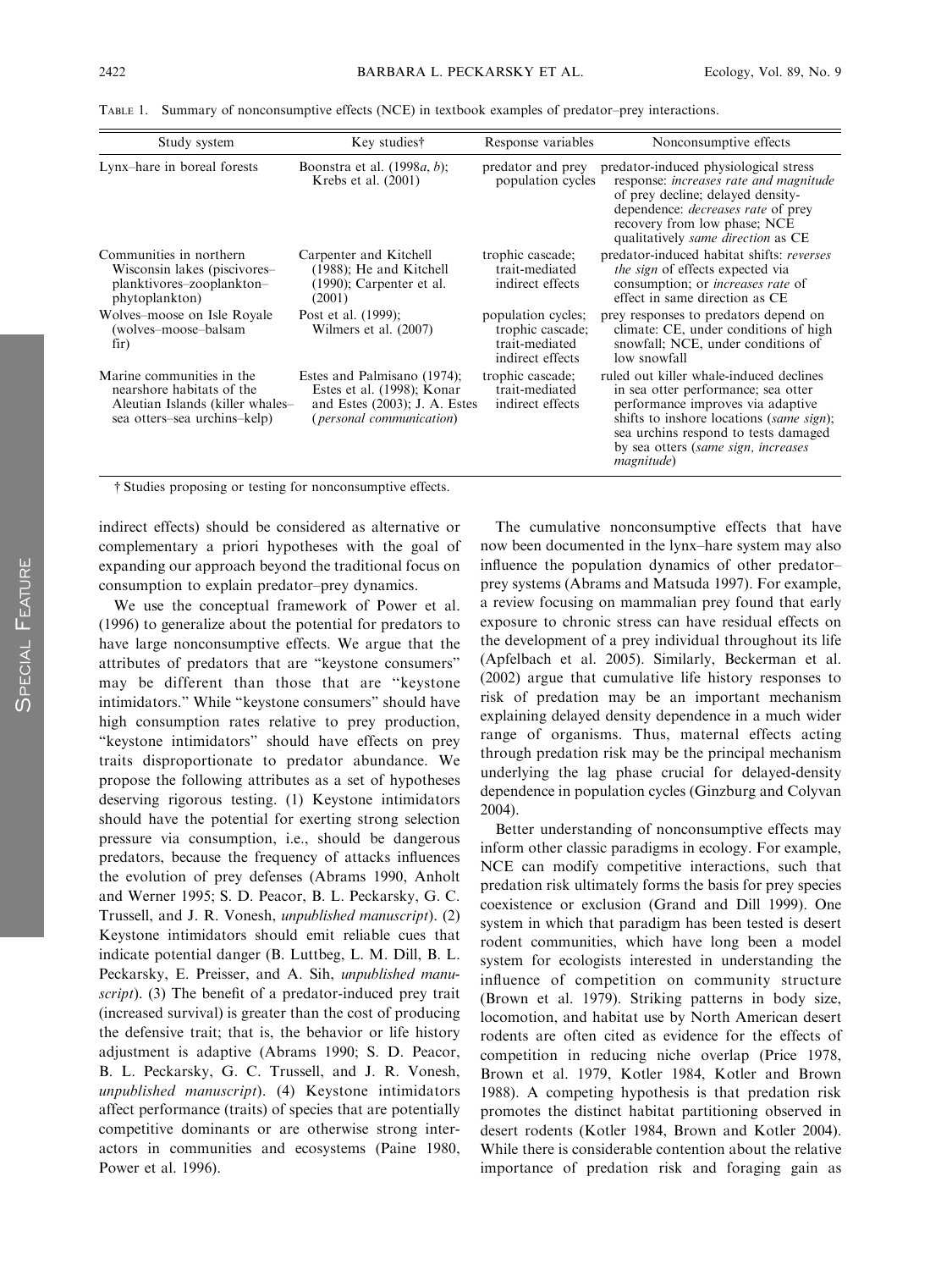TABLE 1. Summary of nonconsumptive effects (NCE) in textbook examples of predator–prey interactions.

| Study system | Key studies† | Response variables | Nonconsumptive effects |
|---|---|---|---|
| Lynx–hare in boreal forests | Boonstra et al. (1998*a*, *b*); Krebs et al. (2001) | predator and prey population cycles | predator-induced physiological stress response: *increases rate and magnitude* of prey decline; delayed density-dependence: *decreases rate* of prey recovery from low phase; NCE qualitatively *same direction* as CE |
| Communities in northern Wisconsin lakes (piscivores–planktivores–zooplankton–phytoplankton) | Carpenter and Kitchell (1988); He and Kitchell (1990); Carpenter et al. (2001) | trophic cascade; trait-mediated indirect effects | predator-induced habitat shifts: *reverses the sign* of effects expected via consumption; or *increases rate* of effect in same direction as CE |
| Wolves–moose on Isle Royale (wolves–moose–balsam fir) | Post et al. (1999); Wilmers et al. (2007) | population cycles; trophic cascade; trait-mediated indirect effects | prey responses to predators depend on climate: CE, under conditions of high snowfall; NCE, under conditions of low snowfall |
| Marine communities in the nearshore habitats of the Aleutian Islands (killer whales–sea otters–sea urchins–kelp) | Estes and Palmisano (1974); Estes et al. (1998); Konar and Estes (2003); J. A. Estes (*personal communication*) | trophic cascade; trait-mediated indirect effects | ruled out killer whale-induced declines in sea otter performance; sea otter performance improves via adaptive shifts to inshore locations (*same sign*); sea urchins respond to tests damaged by sea otters (*same sign, increases magnitude*) |

† Studies proposing or testing for nonconsumptive effects.

indirect effects) should be considered as alternative or complementary a priori hypotheses with the goal of expanding our approach beyond the traditional focus on consumption to explain predator–prey dynamics.

We use the conceptual framework of Power et al. (1996) to generalize about the potential for predators to have large nonconsumptive effects. We argue that the attributes of predators that are "keystone consumers" may be different than those that are "keystone intimidators." While "keystone consumers" should have high consumption rates relative to prey production, "keystone intimidators" should have effects on prey traits disproportionate to predator abundance. We propose the following attributes as a set of hypotheses deserving rigorous testing. (1) Keystone intimidators should have the potential for exerting strong selection pressure via consumption, i.e., should be dangerous predators, because the frequency of attacks influences the evolution of prey defenses (Abrams 1990, Anholt and Werner 1995; S. D. Peacor, B. L. Peckarsky, G. C. Trussell, and J. R. Vonesh, *unpublished manuscript*). (2) Keystone intimidators should emit reliable cues that indicate potential danger (B. Luttbeg, L. M. Dill, B. L. Peckarsky, E. Preisser, and A. Sih, *unpublished manuscript*). (3) The benefit of a predator-induced prey trait (increased survival) is greater than the cost of producing the defensive trait; that is, the behavior or life history adjustment is adaptive (Abrams 1990; S. D. Peacor, B. L. Peckarsky, G. C. Trussell, and J. R. Vonesh, *unpublished manuscript*). (4) Keystone intimidators affect performance (traits) of species that are potentially competitive dominants or are otherwise strong interactors in communities and ecosystems (Paine 1980, Power et al. 1996).

The cumulative nonconsumptive effects that have now been documented in the lynx–hare system may also influence the population dynamics of other predator–prey systems (Abrams and Matsuda 1997). For example, a review focusing on mammalian prey found that early exposure to chronic stress can have residual effects on the development of a prey individual throughout its life (Apfelbach et al. 2005). Similarly, Beckerman et al. (2002) argue that cumulative life history responses to risk of predation may be an important mechanism explaining delayed density dependence in a much wider range of organisms. Thus, maternal effects acting through predation risk may be the principal mechanism underlying the lag phase crucial for delayed-density dependence in population cycles (Ginzburg and Colyvan 2004).

Better understanding of nonconsumptive effects may inform other classic paradigms in ecology. For example, NCE can modify competitive interactions, such that predation risk ultimately forms the basis for prey species coexistence or exclusion (Grand and Dill 1999). One system in which that paradigm has been tested is desert rodent communities, which have long been a model system for ecologists interested in understanding the influence of competition on community structure (Brown et al. 1979). Striking patterns in body size, locomotion, and habitat use by North American desert rodents are often cited as evidence for the effects of competition in reducing niche overlap (Price 1978, Brown et al. 1979, Kotler 1984, Kotler and Brown 1988). A competing hypothesis is that predation risk promotes the distinct habitat partitioning observed in desert rodents (Kotler 1984, Brown and Kotler 2004). While there is considerable contention about the relative importance of predation risk and foraging gain as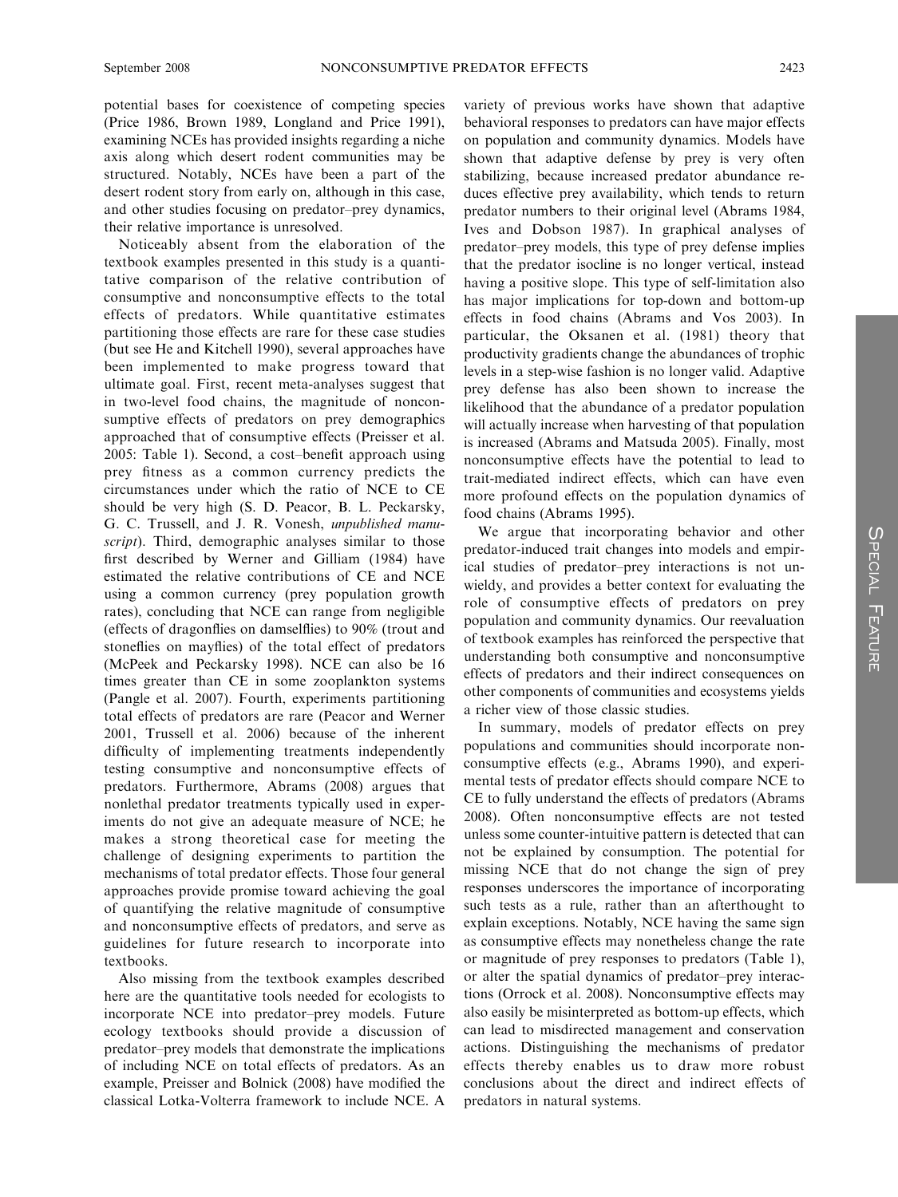potential bases for coexistence of competing species (Price 1986, Brown 1989, Longland and Price 1991), examining NCEs has provided insights regarding a niche axis along which desert rodent communities may be structured. Notably, NCEs have been a part of the desert rodent story from early on, although in this case, and other studies focusing on predator–prey dynamics, their relative importance is unresolved.

Noticeably absent from the elaboration of the textbook examples presented in this study is a quantitative comparison of the relative contribution of consumptive and nonconsumptive effects to the total effects of predators. While quantitative estimates partitioning those effects are rare for these case studies (but see He and Kitchell 1990), several approaches have been implemented to make progress toward that ultimate goal. First, recent meta-analyses suggest that in two-level food chains, the magnitude of nonconsumptive effects of predators on prey demographics approached that of consumptive effects (Preisser et al. 2005: Table 1). Second, a cost–benefit approach using prey fitness as a common currency predicts the circumstances under which the ratio of NCE to CE should be very high (S. D. Peacor, B. L. Peckarsky, G. C. Trussell, and J. R. Vonesh, *unpublished manuscript*). Third, demographic analyses similar to those first described by Werner and Gilliam (1984) have estimated the relative contributions of CE and NCE using a common currency (prey population growth rates), concluding that NCE can range from negligible (effects of dragonflies on damselflies) to 90% (trout and stoneflies on mayflies) of the total effect of predators (McPeek and Peckarsky 1998). NCE can also be 16 times greater than CE in some zooplankton systems (Pangle et al. 2007). Fourth, experiments partitioning total effects of predators are rare (Peacor and Werner 2001, Trussell et al. 2006) because of the inherent difficulty of implementing treatments independently testing consumptive and nonconsumptive effects of predators. Furthermore, Abrams (2008) argues that nonlethal predator treatments typically used in experiments do not give an adequate measure of NCE; he makes a strong theoretical case for meeting the challenge of designing experiments to partition the mechanisms of total predator effects. Those four general approaches provide promise toward achieving the goal of quantifying the relative magnitude of consumptive and nonconsumptive effects of predators, and serve as guidelines for future research to incorporate into textbooks.

Also missing from the textbook examples described here are the quantitative tools needed for ecologists to incorporate NCE into predator–prey models. Future ecology textbooks should provide a discussion of predator–prey models that demonstrate the implications of including NCE on total effects of predators. As an example, Preisser and Bolnick (2008) have modified the classical Lotka-Volterra framework to include NCE. A variety of previous works have shown that adaptive behavioral responses to predators can have major effects on population and community dynamics. Models have shown that adaptive defense by prey is very often stabilizing, because increased predator abundance reduces effective prey availability, which tends to return predator numbers to their original level (Abrams 1984, Ives and Dobson 1987). In graphical analyses of predator–prey models, this type of prey defense implies that the predator isocline is no longer vertical, instead having a positive slope. This type of self-limitation also has major implications for top-down and bottom-up effects in food chains (Abrams and Vos 2003). In particular, the Oksanen et al. (1981) theory that productivity gradients change the abundances of trophic levels in a step-wise fashion is no longer valid. Adaptive prey defense has also been shown to increase the likelihood that the abundance of a predator population will actually increase when harvesting of that population is increased (Abrams and Matsuda 2005). Finally, most nonconsumptive effects have the potential to lead to trait-mediated indirect effects, which can have even more profound effects on the population dynamics of food chains (Abrams 1995).

We argue that incorporating behavior and other predator-induced trait changes into models and empirical studies of predator–prey interactions is not unwieldy, and provides a better context for evaluating the role of consumptive effects of predators on prey population and community dynamics. Our reevaluation of textbook examples has reinforced the perspective that understanding both consumptive and nonconsumptive effects of predators and their indirect consequences on other components of communities and ecosystems yields a richer view of those classic studies.

In summary, models of predator effects on prey populations and communities should incorporate nonconsumptive effects (e.g., Abrams 1990), and experimental tests of predator effects should compare NCE to CE to fully understand the effects of predators (Abrams 2008). Often nonconsumptive effects are not tested unless some counter-intuitive pattern is detected that can not be explained by consumption. The potential for missing NCE that do not change the sign of prey responses underscores the importance of incorporating such tests as a rule, rather than an afterthought to explain exceptions. Notably, NCE having the same sign as consumptive effects may nonetheless change the rate or magnitude of prey responses to predators (Table 1), or alter the spatial dynamics of predator–prey interactions (Orrock et al. 2008). Nonconsumptive effects may also easily be misinterpreted as bottom-up effects, which can lead to misdirected management and conservation actions. Distinguishing the mechanisms of predator effects thereby enables us to draw more robust conclusions about the direct and indirect effects of predators in natural systems.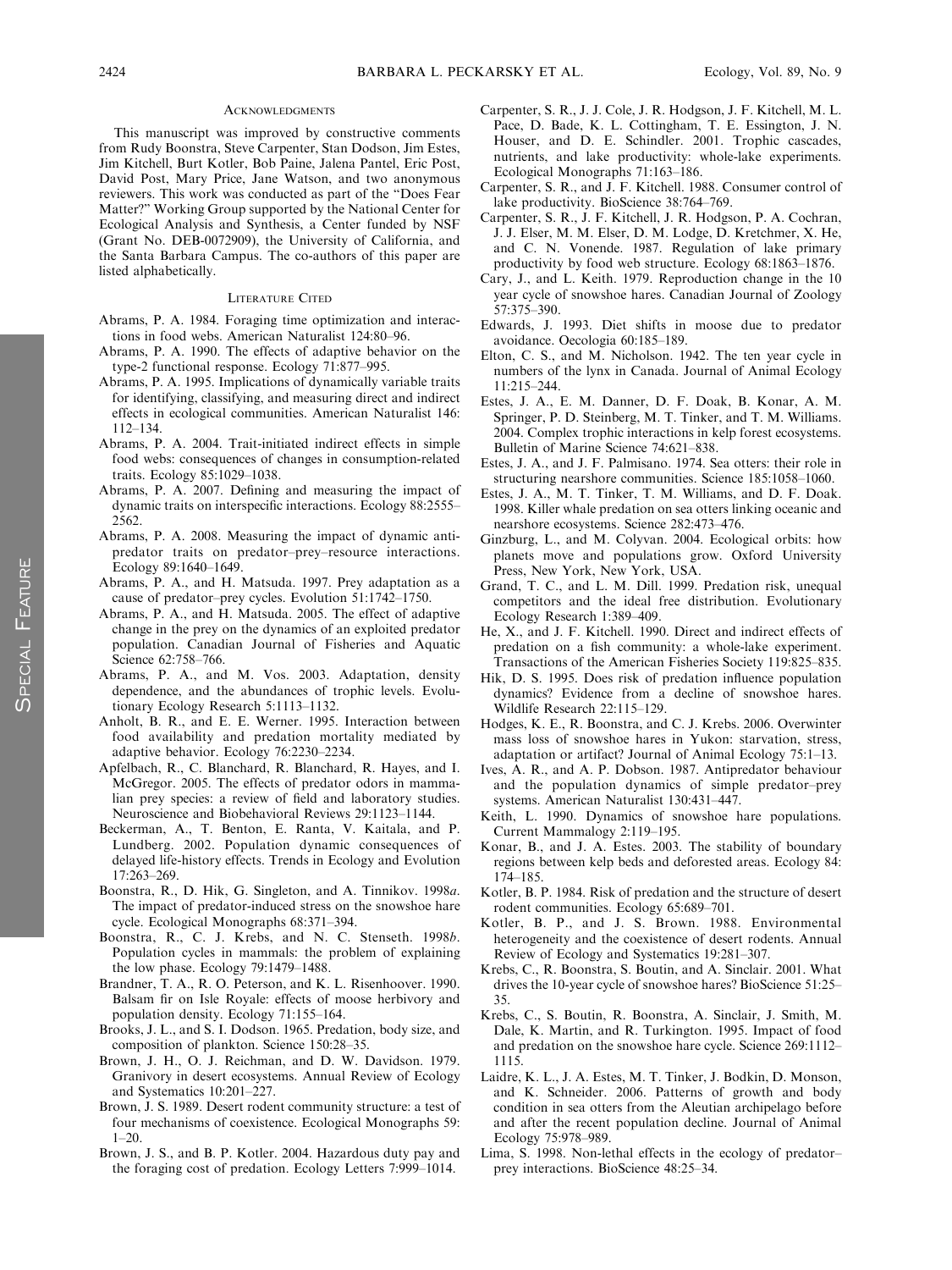## Acknowledgments

This manuscript was improved by constructive comments from Rudy Boonstra, Steve Carpenter, Stan Dodson, Jim Estes, Jim Kitchell, Burt Kotler, Bob Paine, Jalena Pantel, Eric Post, David Post, Mary Price, Jane Watson, and two anonymous reviewers. This work was conducted as part of the "Does Fear Matter?" Working Group supported by the National Center for Ecological Analysis and Synthesis, a Center funded by NSF (Grant No. DEB-0072909), the University of California, and the Santa Barbara Campus. The co-authors of this paper are listed alphabetically.

## Literature Cited

Abrams, P. A. 1984. Foraging time optimization and interactions in food webs. American Naturalist 124:80–96.

Abrams, P. A. 1990. The effects of adaptive behavior on the type-2 functional response. Ecology 71:877–995.

Abrams, P. A. 1995. Implications of dynamically variable traits for identifying, classifying, and measuring direct and indirect effects in ecological communities. American Naturalist 146: 112–134.

Abrams, P. A. 2004. Trait-initiated indirect effects in simple food webs: consequences of changes in consumption-related traits. Ecology 85:1029–1038.

Abrams, P. A. 2007. Defining and measuring the impact of dynamic traits on interspecific interactions. Ecology 88:2555–2562.

Abrams, P. A. 2008. Measuring the impact of dynamic anti-predator traits on predator–prey–resource interactions. Ecology 89:1640–1649.

Abrams, P. A., and H. Matsuda. 1997. Prey adaptation as a cause of predator–prey cycles. Evolution 51:1742–1750.

Abrams, P. A., and H. Matsuda. 2005. The effect of adaptive change in the prey on the dynamics of an exploited predator population. Canadian Journal of Fisheries and Aquatic Science 62:758–766.

Abrams, P. A., and M. Vos. 2003. Adaptation, density dependence, and the abundances of trophic levels. Evolutionary Ecology Research 5:1113–1132.

Anholt, B. R., and E. E. Werner. 1995. Interaction between food availability and predation mortality mediated by adaptive behavior. Ecology 76:2230–2234.

Apfelbach, R., C. Blanchard, R. Blanchard, R. Hayes, and I. McGregor. 2005. The effects of predator odors in mammalian prey species: a review of field and laboratory studies. Neuroscience and Biobehavioral Reviews 29:1123–1144.

Beckerman, A., T. Benton, E. Ranta, V. Kaitala, and P. Lundberg. 2002. Population dynamic consequences of delayed life-history effects. Trends in Ecology and Evolution 17:263–269.

Boonstra, R., D. Hik, G. Singleton, and A. Tinnikov. 1998*a*. The impact of predator-induced stress on the snowshoe hare cycle. Ecological Monographs 68:371–394.

Boonstra, R., C. J. Krebs, and N. C. Stenseth. 1998*b*. Population cycles in mammals: the problem of explaining the low phase. Ecology 79:1479–1488.

Brandner, T. A., R. O. Peterson, and K. L. Risenhoover. 1990. Balsam fir on Isle Royale: effects of moose herbivory and population density. Ecology 71:155–164.

Brooks, J. L., and S. I. Dodson. 1965. Predation, body size, and composition of plankton. Science 150:28–35.

Brown, J. H., O. J. Reichman, and D. W. Davidson. 1979. Granivory in desert ecosystems. Annual Review of Ecology and Systematics 10:201–227.

Brown, J. S. 1989. Desert rodent community structure: a test of four mechanisms of coexistence. Ecological Monographs 59: 1–20.

Brown, J. S., and B. P. Kotler. 2004. Hazardous duty pay and the foraging cost of predation. Ecology Letters 7:999–1014.

Carpenter, S. R., J. J. Cole, J. R. Hodgson, J. F. Kitchell, M. L. Pace, D. Bade, K. L. Cottingham, T. E. Essington, J. N. Houser, and D. E. Schindler. 2001. Trophic cascades, nutrients, and lake productivity: whole-lake experiments. Ecological Monographs 71:163–186.

Carpenter, S. R., and J. F. Kitchell. 1988. Consumer control of lake productivity. BioScience 38:764–769.

Carpenter, S. R., J. F. Kitchell, J. R. Hodgson, P. A. Cochran, J. J. Elser, M. M. Elser, D. M. Lodge, D. Kretchmer, X. He, and C. N. Vonende. 1987. Regulation of lake primary productivity by food web structure. Ecology 68:1863–1876.

Cary, J., and L. Keith. 1979. Reproduction change in the 10 year cycle of snowshoe hares. Canadian Journal of Zoology 57:375–390.

Edwards, J. 1993. Diet shifts in moose due to predator avoidance. Oecologia 60:185–189.

Elton, C. S., and M. Nicholson. 1942. The ten year cycle in numbers of the lynx in Canada. Journal of Animal Ecology 11:215–244.

Estes, J. A., E. M. Danner, D. F. Doak, B. Konar, A. M. Springer, P. D. Steinberg, M. T. Tinker, and T. M. Williams. 2004. Complex trophic interactions in kelp forest ecosystems. Bulletin of Marine Science 74:621–838.

Estes, J. A., and J. F. Palmisano. 1974. Sea otters: their role in structuring nearshore communities. Science 185:1058–1060.

Estes, J. A., M. T. Tinker, T. M. Williams, and D. F. Doak. 1998. Killer whale predation on sea otters linking oceanic and nearshore ecosystems. Science 282:473–476.

Ginzburg, L., and M. Colyvan. 2004. Ecological orbits: how planets move and populations grow. Oxford University Press, New York, New York, USA.

Grand, T. C., and L. M. Dill. 1999. Predation risk, unequal competitors and the ideal free distribution. Evolutionary Ecology Research 1:389–409.

He, X., and J. F. Kitchell. 1990. Direct and indirect effects of predation on a fish community: a whole-lake experiment. Transactions of the American Fisheries Society 119:825–835.

Hik, D. S. 1995. Does risk of predation influence population dynamics? Evidence from a decline of snowshoe hares. Wildlife Research 22:115–129.

Hodges, K. E., R. Boonstra, and C. J. Krebs. 2006. Overwinter mass loss of snowshoe hares in Yukon: starvation, stress, adaptation or artifact? Journal of Animal Ecology 75:1–13.

Ives, A. R., and A. P. Dobson. 1987. Antipredator behaviour and the population dynamics of simple predator–prey systems. American Naturalist 130:431–447.

Keith, L. 1990. Dynamics of snowshoe hare populations. Current Mammalogy 2:119–195.

Konar, B., and J. A. Estes. 2003. The stability of boundary regions between kelp beds and deforested areas. Ecology 84: 174–185.

Kotler, B. P. 1984. Risk of predation and the structure of desert rodent communities. Ecology 65:689–701.

Kotler, B. P., and J. S. Brown. 1988. Environmental heterogeneity and the coexistence of desert rodents. Annual Review of Ecology and Systematics 19:281–307.

Krebs, C., R. Boonstra, S. Boutin, and A. Sinclair. 2001. What drives the 10-year cycle of snowshoe hares? BioScience 51:25–35.

Krebs, C., S. Boutin, R. Boonstra, A. Sinclair, J. Smith, M. Dale, K. Martin, and R. Turkington. 1995. Impact of food and predation on the snowshoe hare cycle. Science 269:1112–1115.

Laidre, K. L., J. A. Estes, M. T. Tinker, J. Bodkin, D. Monson, and K. Schneider. 2006. Patterns of growth and body condition in sea otters from the Aleutian archipelago before and after the recent population decline. Journal of Animal Ecology 75:978–989.

Lima, S. 1998. Non-lethal effects in the ecology of predator–prey interactions. BioScience 48:25–34.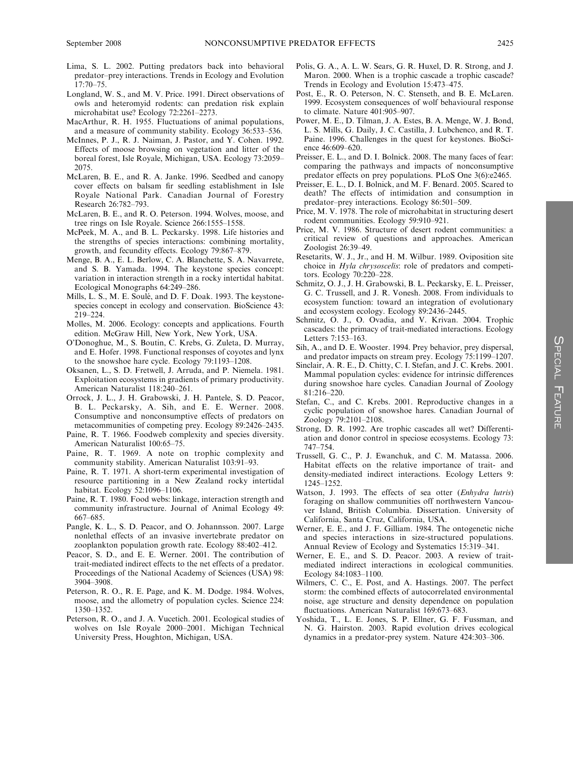Lima, S. L. 2002. Putting predators back into behavioral predator–prey interactions. Trends in Ecology and Evolution 17:70–75.

Longland, W. S., and M. V. Price. 1991. Direct observations of owls and heteromyid rodents: can predation risk explain microhabitat use? Ecology 72:2261–2273.

MacArthur, R. H. 1955. Fluctuations of animal populations, and a measure of community stability. Ecology 36:533–536.

McInnes, P. J., R. J. Naiman, J. Pastor, and Y. Cohen. 1992. Effects of moose browsing on vegetation and litter of the boreal forest, Isle Royale, Michigan, USA. Ecology 73:2059–2075.

McLaren, B. E., and R. A. Janke. 1996. Seedbed and canopy cover effects on balsam fir seedling establishment in Isle Royale National Park. Canadian Journal of Forestry Research 26:782–793.

McLaren, B. E., and R. O. Peterson. 1994. Wolves, moose, and tree rings on Isle Royale. Science 266:1555–1558.

McPeek, M. A., and B. L. Peckarsky. 1998. Life histories and the strengths of species interactions: combining mortality, growth, and fecundity effects. Ecology 79:867–879.

Menge, B. A., E. L. Berlow, C. A. Blanchette, S. A. Navarrete, and S. B. Yamada. 1994. The keystone species concept: variation in interaction strength in a rocky intertidal habitat. Ecological Monographs 64:249–286.

Mills, L. S., M. E. Soulé, and D. F. Doak. 1993. The keystone-species concept in ecology and conservation. BioScience 43: 219–224.

Molles, M. 2006. Ecology: concepts and applications. Fourth edition. McGraw Hill, New York, New York, USA.

O'Donoghue, M., S. Boutin, C. Krebs, G. Zuleta, D. Murray, and E. Hofer. 1998. Functional responses of coyotes and lynx to the snowshoe hare cycle. Ecology 79:1193–1208.

Oksanen, L., S. D. Fretwell, J. Arruda, and P. Niemela. 1981. Exploitation ecosystems in gradients of primary productivity. American Naturalist 118:240–261.

Orrock, J. L., J. H. Grabowski, J. H. Pantele, S. D. Peacor, B. L. Peckarsky, A. Sih, and E. E. Werner. 2008. Consumptive and nonconsumptive effects of predators on metacommunities of competing prey. Ecology 89:2426–2435.

Paine, R. T. 1966. Foodweb complexity and species diversity. American Naturalist 100:65–75.

Paine, R. T. 1969. A note on trophic complexity and community stability. American Naturalist 103:91–93.

Paine, R. T. 1971. A short-term experimental investigation of resource partitioning in a New Zealand rocky intertidal habitat. Ecology 52:1096–1106.

Paine, R. T. 1980. Food webs: linkage, interaction strength and community infrastructure. Journal of Animal Ecology 49: 667–685.

Pangle, K. L., S. D. Peacor, and O. Johannsson. 2007. Large nonlethal effects of an invasive invertebrate predator on zooplankton population growth rate. Ecology 88:402–412.

Peacor, S. D., and E. E. Werner. 2001. The contribution of trait-mediated indirect effects to the net effects of a predator. Proceedings of the National Academy of Sciences (USA) 98: 3904–3908.

Peterson, R. O., R. E. Page, and K. M. Dodge. 1984. Wolves, moose, and the allometry of population cycles. Science 224: 1350–1352.

Peterson, R. O., and J. A. Vucetich. 2001. Ecological studies of wolves on Isle Royale 2000–2001. Michigan Technical University Press, Houghton, Michigan, USA.

Polis, G. A., A. L. W. Sears, G. R. Huxel, D. R. Strong, and J. Maron. 2000. When is a trophic cascade a trophic cascade? Trends in Ecology and Evolution 15:473–475.

Post, E., R. O. Peterson, N. C. Stenseth, and B. E. McLaren. 1999. Ecosystem consequences of wolf behavioural response to climate. Nature 401:905–907.

Power, M. E., D. Tilman, J. A. Estes, B. A. Menge, W. J. Bond, L. S. Mills, G. Daily, J. C. Castilla, J. Lubchenco, and R. T. Paine. 1996. Challenges in the quest for keystones. BioScience 46:609–620.

Preisser, E. L., and D. I. Bolnick. 2008. The many faces of fear: comparing the pathways and impacts of nonconsumptive predator effects on prey populations. PLoS One 3(6):e2465.

Preisser, E. L., D. I. Bolnick, and M. F. Benard. 2005. Scared to death? The effects of intimidation and consumption in predator–prey interactions. Ecology 86:501–509.

Price, M. V. 1978. The role of microhabitat in structuring desert rodent communities. Ecology 59:910–921.

Price, M. V. 1986. Structure of desert rodent communities: a critical review of questions and approaches. American Zoologist 26:39–49.

Resetarits, W. J., Jr., and H. M. Wilbur. 1989. Oviposition site choice in *Hyla chrysoscelis*: role of predators and competitors. Ecology 70:220–228.

Schmitz, O. J., J. H. Grabowski, B. L. Peckarsky, E. L. Preisser, G. C. Trussell, and J. R. Vonesh. 2008. From individuals to ecosystem function: toward an integration of evolutionary and ecosystem ecology. Ecology 89:2436–2445.

Schmitz, O. J., O. Ovadia, and V. Krivan. 2004. Trophic cascades: the primacy of trait-mediated interactions. Ecology Letters 7:153–163.

Sih, A., and D. E. Wooster. 1994. Prey behavior, prey dispersal, and predator impacts on stream prey. Ecology 75:1199–1207.

Sinclair, A. R. E., D. Chitty, C. I. Stefan, and J. C. Krebs. 2001. Mammal population cycles: evidence for intrinsic differences during snowshoe hare cycles. Canadian Journal of Zoology 81:216–220.

Stefan, C., and C. Krebs. 2001. Reproductive changes in a cyclic population of snowshoe hares. Canadian Journal of Zoology 79:2101–2108.

Strong, D. R. 1992. Are trophic cascades all wet? Differentiation and donor control in speciose ecosystems. Ecology 73: 747–754.

Trussell, G. C., P. J. Ewanchuk, and C. M. Matassa. 2006. Habitat effects on the relative importance of trait- and density-mediated indirect interactions. Ecology Letters 9: 1245–1252.

Watson, J. 1993. The effects of sea otter (*Enhydra lutris*) foraging on shallow communities off northwestern Vancouver Island, British Columbia. Dissertation. University of California, Santa Cruz, California, USA.

Werner, E. E., and J. F. Gilliam. 1984. The ontogenetic niche and species interactions in size-structured populations. Annual Review of Ecology and Systematics 15:319–341.

Werner, E. E., and S. D. Peacor. 2003. A review of trait-mediated indirect interactions in ecological communities. Ecology 84:1083–1100.

Wilmers, C. C., E. Post, and A. Hastings. 2007. The perfect storm: the combined effects of autocorrelated environmental noise, age structure and density dependence on population fluctuations. American Naturalist 169:673–683.

Yoshida, T., L. E. Jones, S. P. Ellner, G. F. Fussman, and N. G. Hairston. 2003. Rapid evolution drives ecological dynamics in a predator-prey system. Nature 424:303–306.